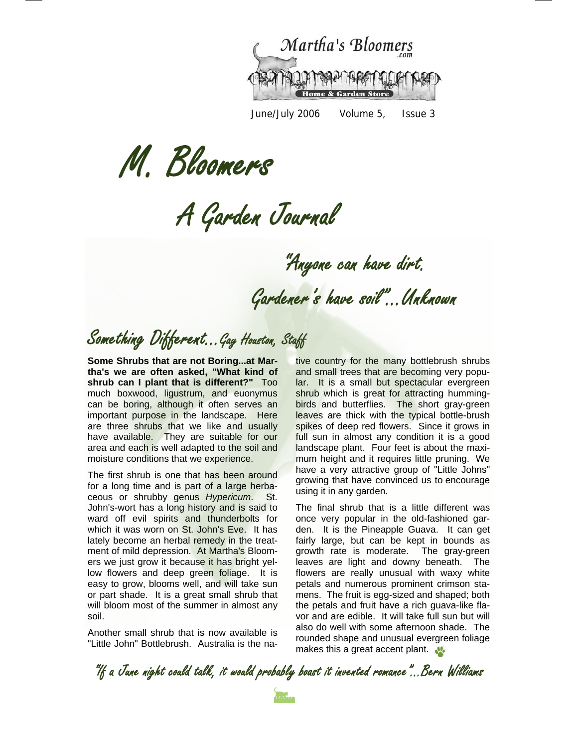Martha's Bloomers.com — Home & Garden Store

June/July 2006 Volume 5, Issue 3

# M. Bloomers

## A Garden Journal

*"Anyone can have dirt. Gardener's have soil"...Unknown*

## Something Different...Gay Houston, Staff

**Some Shrubs that are not Boring...at Martha's we are often asked, "What kind of shrub can I plant that is different?"** Too much boxwood, ligustrum, and euonymus can be boring, although it often serves an important purpose in the landscape. Here are three shrubs that we like and usually have available. They are suitable for our area and each is well adapted to the soil and moisture conditions that we experience.

The first shrub is one that has been around for a long time and is part of a large herbaceous or shrubby genus *Hypericum*. St. John's-wort has a long history and is said to ward off evil spirits and thunderbolts for which it was worn on St. John's Eve. It has lately become an herbal remedy in the treatment of mild depression. At Martha's Bloomers we just grow it because it has bright yellow flowers and deep green foliage. It is easy to grow, blooms well, and will take sun or part shade. It is a great small shrub that will bloom most of the summer in almost any soil.

Another small shrub that is now available is "Little John" Bottlebrush. Australia is the native country for the many bottlebrush shrubs and small trees that are becoming very popular. It is a small but spectacular evergreen shrub which is great for attracting hummingbirds and butterflies. The short gray-green leaves are thick with the typical bottle-brush spikes of deep red flowers. Since it grows in full sun in almost any condition it is a good landscape plant. Four feet is about the maximum height and it requires little pruning. We have a very attractive group of "Little Johns" growing that have convinced us to encourage using it in any garden.

The final shrub that is a little different was once very popular in the old-fashioned garden. It is the Pineapple Guava. It can get fairly large, but can be kept in bounds as growth rate is moderate. The gray-green leaves are light and downy beneath. The flowers are really unusual with waxy white petals and numerous prominent crimson stamens. The fruit is egg-sized and shaped; both the petals and fruit have a rich guava-like flavor and are edible. It will take full sun but will also do well with some afternoon shade. The rounded shape and unusual evergreen foliage makes this a great accent plant.

*"If a June night could talk, it would probably boast it invented romance"...Bern Williams*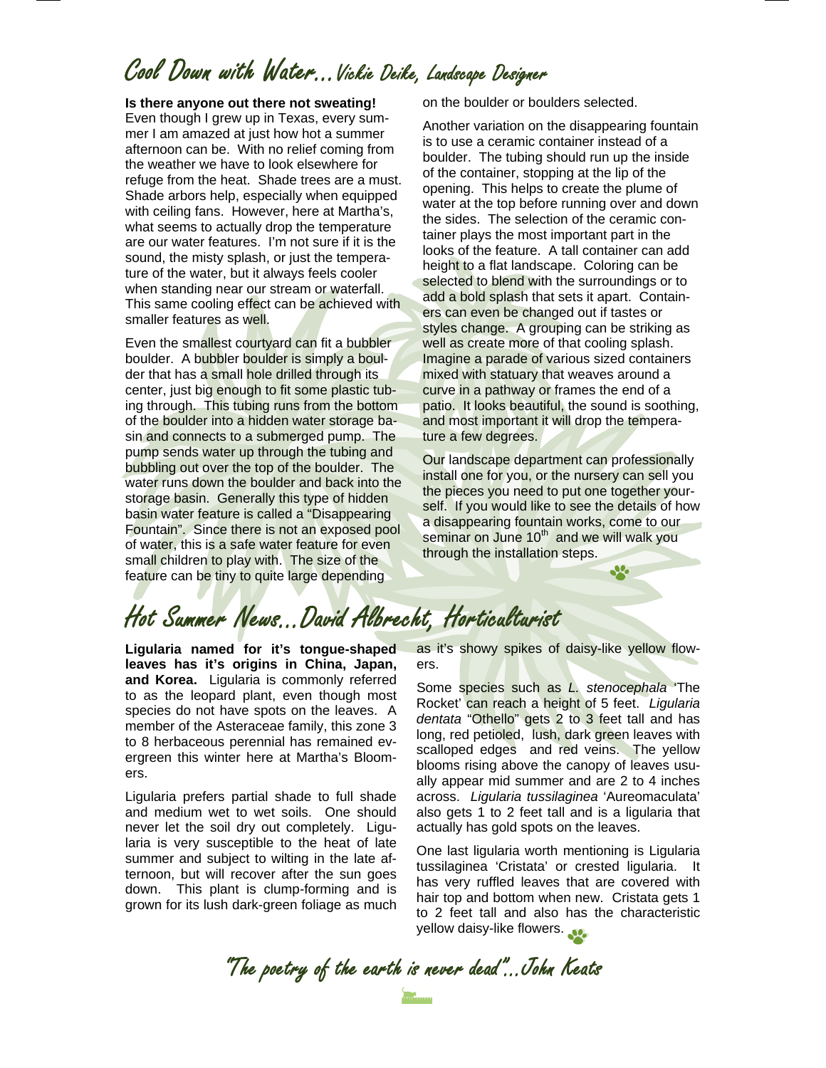# Cool Down with Water…Vickie Deike, Landscape Designer

**Is there anyone out there not sweating!** Even though I grew up in Texas, every summer I am amazed at just how hot a summer afternoon can be. With no relief coming from the weather we have to look elsewhere for refuge from the heat. Shade trees are a must. Shade arbors help, especially when equipped with ceiling fans. However, here at Martha's, what seems to actually drop the temperature are our water features. I'm not sure if it is the sound, the misty splash, or just the temperature of the water, but it always feels cooler when standing near our stream or waterfall. This same cooling effect can be achieved with smaller features as well.

Even the smallest courtyard can fit a bubbler boulder. A bubbler boulder is simply a boulder that has a small hole drilled through its center, just big enough to fit some plastic tubing through. This tubing runs from the bottom of the boulder into a hidden water storage basin and connects to a submerged pump. The pump sends water up through the tubing and bubbling out over the top of the boulder. The water runs down the boulder and back into the storage basin. Generally this type of hidden basin water feature is called a "Disappearing Fountain". Since there is not an exposed pool of water, this is a safe water feature for even small children to play with. The size of the feature can be tiny to quite large depending on the boulder or boulders selected.

Another variation on the disappearing fountain is to use a ceramic container instead of a boulder. The tubing should run up the inside of the container, stopping at the lip of the opening. This helps to create the plume of water at the top before running over and down the sides. The selection of the ceramic container plays the most important part in the looks of the feature. A tall container can add height to a flat landscape. Coloring can be selected to blend with the surroundings or to add a bold splash that sets it apart. Containers can even be changed out if tastes or styles change. A grouping can be striking as well as create more of that cooling splash. Imagine a parade of various sized containers mixed with statuary that weaves around a curve in a pathway or frames the end of a patio. It looks beautiful, the sound is soothing, and most important it will drop the temperature a few degrees.

Our landscape department can professionally install one for you, or the nursery can sell you the pieces you need to put one together yourself. If you would like to see the details of how a disappearing fountain works, come to our seminar on June 10th and we will walk you through the installation steps.

# Hot Summer News…David Albrecht, Horticulturist

**Ligularia named for it's tongue-shaped leaves has it's origins in China, Japan, and Korea.** Ligularia is commonly referred to as the leopard plant, even though most species do not have spots on the leaves. A member of the Asteraceae family, this zone 3 to 8 herbaceous perennial has remained evergreen this winter here at Martha's Bloomers.

Ligularia prefers partial shade to full shade and medium wet to wet soils. One should never let the soil dry out completely. Ligularia is very susceptible to the heat of late summer and subject to wilting in the late afternoon, but will recover after the sun goes down. This plant is clump-forming and is grown for its lush dark-green foliage as much as it's showy spikes of daisy-like yellow flowers.

Some species such as *L. stenocephala* 'The Rocket' can reach a height of 5 feet. *Ligularia dentata* "Othello" gets 2 to 3 feet tall and has long, red petioled, lush, dark green leaves with scalloped edges and red veins. The yellow blooms rising above the canopy of leaves usually appear mid summer and are 2 to 4 inches across. *Ligularia tussilaginea* 'Aureomaculata' also gets 1 to 2 feet tall and is a ligularia that actually has gold spots on the leaves.

One last ligularia worth mentioning is Ligularia tussilaginea 'Cristata' or crested ligularia. It has very ruffled leaves that are covered with hair top and bottom when new. Cristata gets 1 to 2 feet tall and also has the characteristic yellow daisy-like flowers.

"The poetry of the earth is never dead"…John Keats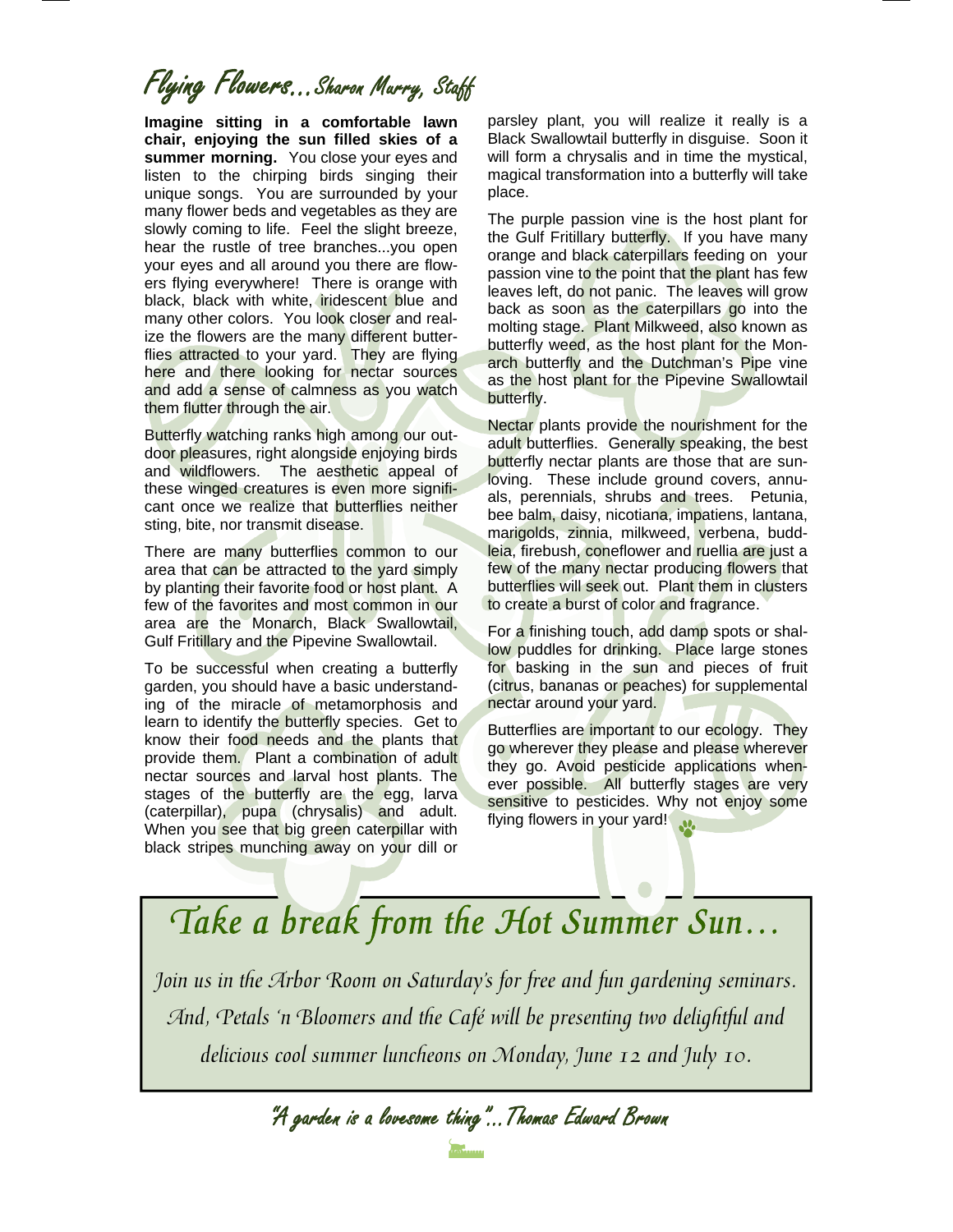# Flying Flowers…Sharon Murry, Staff

**Imagine sitting in a comfortable lawn chair, enjoying the sun filled skies of a summer morning.** You close your eyes and listen to the chirping birds singing their unique songs. You are surrounded by your many flower beds and vegetables as they are slowly coming to life. Feel the slight breeze, hear the rustle of tree branches...you open your eyes and all around you there are flowers flying everywhere! There is orange with black, black with white, iridescent blue and many other colors. You look closer and realize the flowers are the many different butterflies attracted to your yard. They are flying here and there looking for nectar sources and add a sense of calmness as you watch them flutter through the air.

Butterfly watching ranks high among our outdoor pleasures, right alongside enjoying birds and wildflowers. The aesthetic appeal of these winged creatures is even more significant once we realize that butterflies neither sting, bite, nor transmit disease.

There are many butterflies common to our area that can be attracted to the yard simply by planting their favorite food or host plant. A few of the favorites and most common in our area are the Monarch, Black Swallowtail, Gulf Fritillary and the Pipevine Swallowtail.

To be successful when creating a butterfly garden, you should have a basic understanding of the miracle of metamorphosis and learn to identify the butterfly species. Get to know their food needs and the plants that provide them. Plant a combination of adult nectar sources and larval host plants. The stages of the butterfly are the egg, larva (caterpillar), pupa (chrysalis) and adult. When you see that big green caterpillar with black stripes munching away on your dill or parsley plant, you will realize it really is a Black Swallowtail butterfly in disguise. Soon it will form a chrysalis and in time the mystical, magical transformation into a butterfly will take place.

The purple passion vine is the host plant for the Gulf Fritillary butterfly. If you have many orange and black caterpillars feeding on your passion vine to the point that the plant has few leaves left, do not panic. The leaves will grow back as soon as the caterpillars go into the molting stage. Plant Milkweed, also known as butterfly weed, as the host plant for the Monarch butterfly and the Dutchman's Pipe vine as the host plant for the Pipevine Swallowtail butterfly.

Nectar plants provide the nourishment for the adult butterflies. Generally speaking, the best butterfly nectar plants are those that are sun-loving. These include ground covers, annuals, perennials, shrubs and trees. Petunia, bee balm, daisy, nicotiana, impatiens, lantana, marigolds, zinnia, milkweed, verbena, buddleia, firebush, coneflower and ruellia are just a few of the many nectar producing flowers that butterflies will seek out. Plant them in clusters to create a burst of color and fragrance.

For a finishing touch, add damp spots or shallow puddles for drinking. Place large stones for basking in the sun and pieces of fruit (citrus, bananas or peaches) for supplemental nectar around your yard.

Butterflies are important to our ecology. They go wherever they please and please wherever they go. Avoid pesticide applications whenever possible. All butterfly stages are very sensitive to pesticides. Why not enjoy some flying flowers in your yard!

## *Take a break from the Hot Summer Sun…*

*Join us in the Arbor Room on Saturday's for free and fun gardening seminars. And, Petals 'n Bloomers and the Café will be presenting two delightful and delicious cool summer luncheons on Monday, June 12 and July 10.*

*"A garden is a lovesome thing"…Thomas Edward Brown*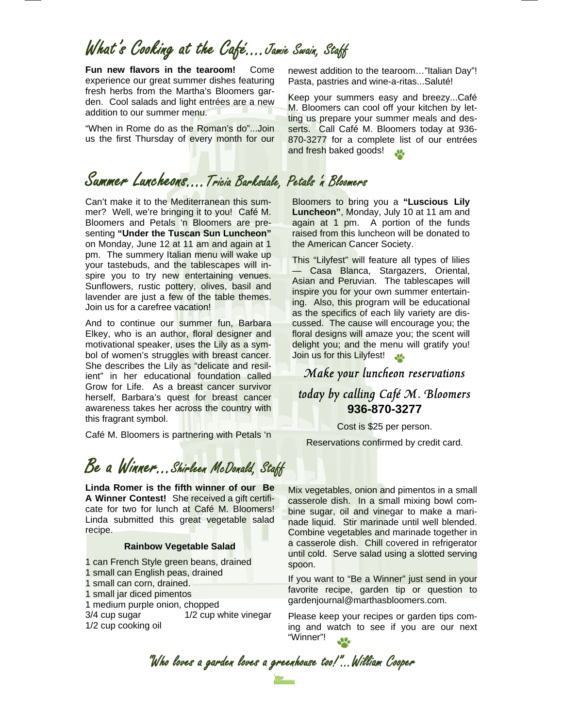## What's Cooking at the Café....Jamie Swain, Staff

**Fun new flavors in the tearoom!** Come experience our great summer dishes featuring fresh herbs from the Martha's Bloomers garden. Cool salads and light entrées are a new addition to our summer menu.

"When in Rome do as the Roman's do"...Join us the first Thursday of every month for our newest addition to the tearoom…"Italian Day"! Pasta, pastries and wine-a-ritas...Saluté!

Keep your summers easy and breezy...Café M. Bloomers can cool off your kitchen by letting us prepare your summer meals and desserts. Call Café M. Bloomers today at 936-870-3277 for a complete list of our entrées and fresh baked goods!

## Summer Luncheons....Tricia Barksdale, Petals 'n Bloomers

Can't make it to the Mediterranean this summer? Well, we're bringing it to you! Café M. Bloomers and Petals 'n Bloomers are presenting **"Under the Tuscan Sun Luncheon"** on Monday, June 12 at 11 am and again at 1 pm. The summery Italian menu will wake up your tastebuds, and the tablescapes will inspire you to try new entertaining venues. Sunflowers, rustic pottery, olives, basil and lavender are just a few of the table themes. Join us for a carefree vacation!

And to continue our summer fun, Barbara Elkey, who is an author, floral designer and motivational speaker, uses the Lily as a symbol of women's struggles with breast cancer. She describes the Lily as "delicate and resilient" in her educational foundation called Grow for Life. As a breast cancer survivor herself, Barbara's quest for breast cancer awareness takes her across the country with this fragrant symbol.

Café M. Bloomers is partnering with Petals 'n Bloomers to bring you a **"Luscious Lily Luncheon"**, Monday, July 10 at 11 am and again at 1 pm. A portion of the funds raised from this luncheon will be donated to the American Cancer Society.

This "Lilyfest" will feature all types of lilies — Casa Blanca, Stargazers, Oriental, Asian and Peruvian. The tablescapes will inspire you for your own summer entertaining. Also, this program will be educational as the specifics of each lily variety are discussed. The cause will encourage you; the floral designs will amaze you; the scent will delight you; and the menu will gratify you! Join us for this Lilyfest!

*Make your luncheon reservations today by calling Café M. Bloomers*
**936-870-3277**

Cost is $25 per person.

Reservations confirmed by credit card.

## Be a Winner...Shirleen McDonald, Staff

**Linda Romer is the fifth winner of our Be A Winner Contest!** She received a gift certificate for two for lunch at Café M. Bloomers! Linda submitted this great vegetable salad recipe.

### Rainbow Vegetable Salad

1 can French Style green beans, drained
1 small can English peas, drained
1 small can corn, drained.
1 small jar diced pimentos
1 medium purple onion, chopped
3/4 cup sugar
1/2 cup white vinegar
1/2 cup cooking oil

Mix vegetables, onion and pimentos in a small casserole dish. In a small mixing bowl combine sugar, oil and vinegar to make a marinade liquid. Stir marinade until well blended. Combine vegetables and marinade together in a casserole dish. Chill covered in refrigerator until cold. Serve salad using a slotted serving spoon.

If you want to "Be a Winner" just send in your favorite recipe, garden tip or question to gardenjournal@marthasbloomers.com.

Please keep your recipes or garden tips coming and watch to see if you are our next "Winner"!

*"Who loves a garden loves a greenhouse too!"...William Cooper*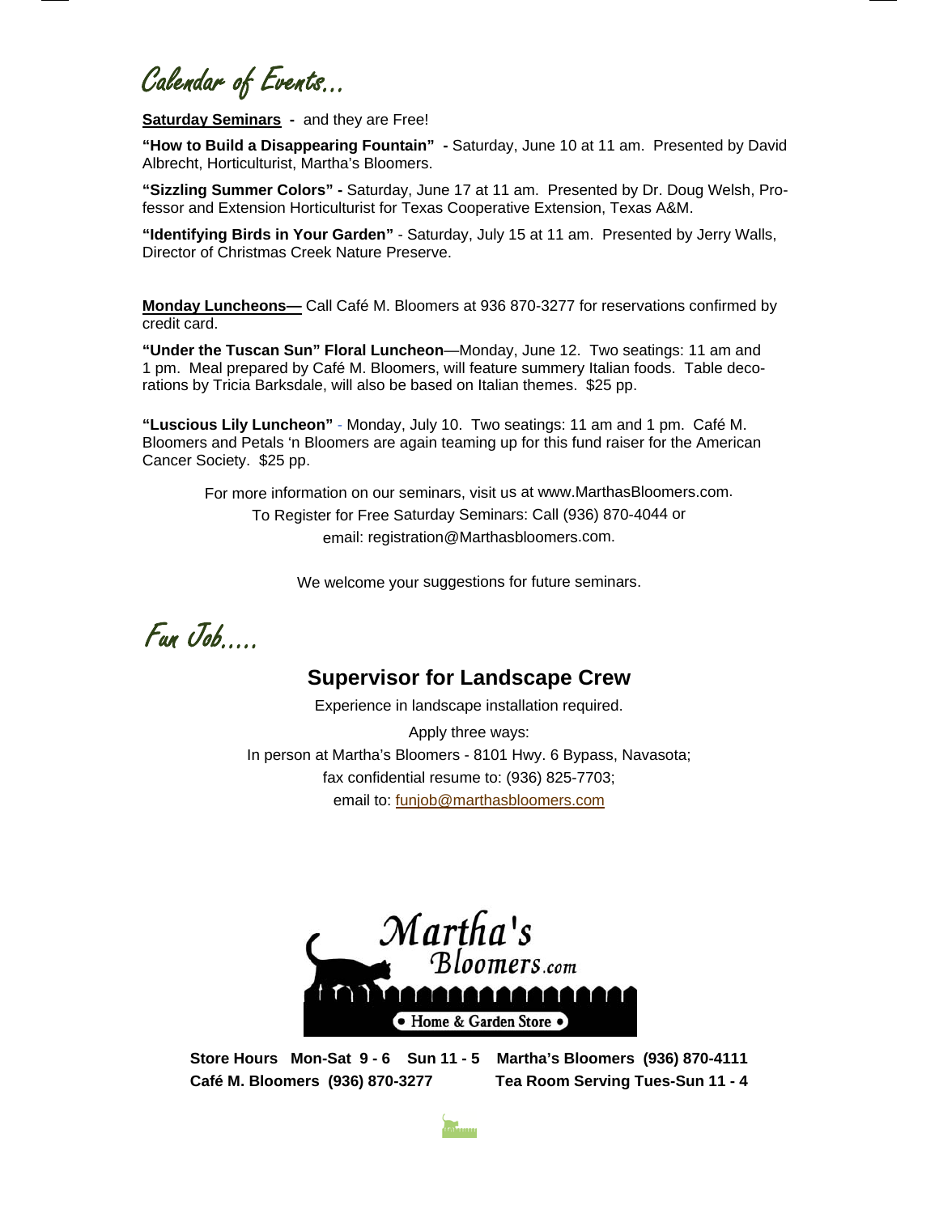## Calendar of Events...

**Saturday Seminars** - and they are Free!

**"How to Build a Disappearing Fountain" -** Saturday, June 10 at 11 am. Presented by David Albrecht, Horticulturist, Martha's Bloomers.

**"Sizzling Summer Colors" -** Saturday, June 17 at 11 am. Presented by Dr. Doug Welsh, Professor and Extension Horticulturist for Texas Cooperative Extension, Texas A&M.

**"Identifying Birds in Your Garden"** - Saturday, July 15 at 11 am. Presented by Jerry Walls, Director of Christmas Creek Nature Preserve.

**Monday Luncheons—** Call Café M. Bloomers at 936 870-3277 for reservations confirmed by credit card.

**"Under the Tuscan Sun" Floral Luncheon**—Monday, June 12. Two seatings: 11 am and 1 pm. Meal prepared by Café M. Bloomers, will feature summery Italian foods. Table decorations by Tricia Barksdale, will also be based on Italian themes. $25 pp.

**"Luscious Lily Luncheon"** - Monday, July 10. Two seatings: 11 am and 1 pm. Café M. Bloomers and Petals 'n Bloomers are again teaming up for this fund raiser for the American Cancer Society. $25 pp.

For more information on our seminars, visit us at www.MarthasBloomers.com.
To Register for Free Saturday Seminars: Call (936) 870-4044 or
email: registration@Marthasbloomers.com.

We welcome your suggestions for future seminars.

## Fun Job.....

### Supervisor for Landscape Crew

Experience in landscape installation required.

Apply three ways:
In person at Martha's Bloomers - 8101 Hwy. 6 Bypass, Navasota;
fax confidential resume to: (936) 825-7703;
email to: funjob@marthasbloomers.com

Martha's Bloomers.com
• Home & Garden Store •

**Store Hours Mon-Sat 9 - 6 Sun 11 - 5 Martha's Bloomers (936) 870-4111**
**Café M. Bloomers (936) 870-3277 Tea Room Serving Tues-Sun 11 - 4**